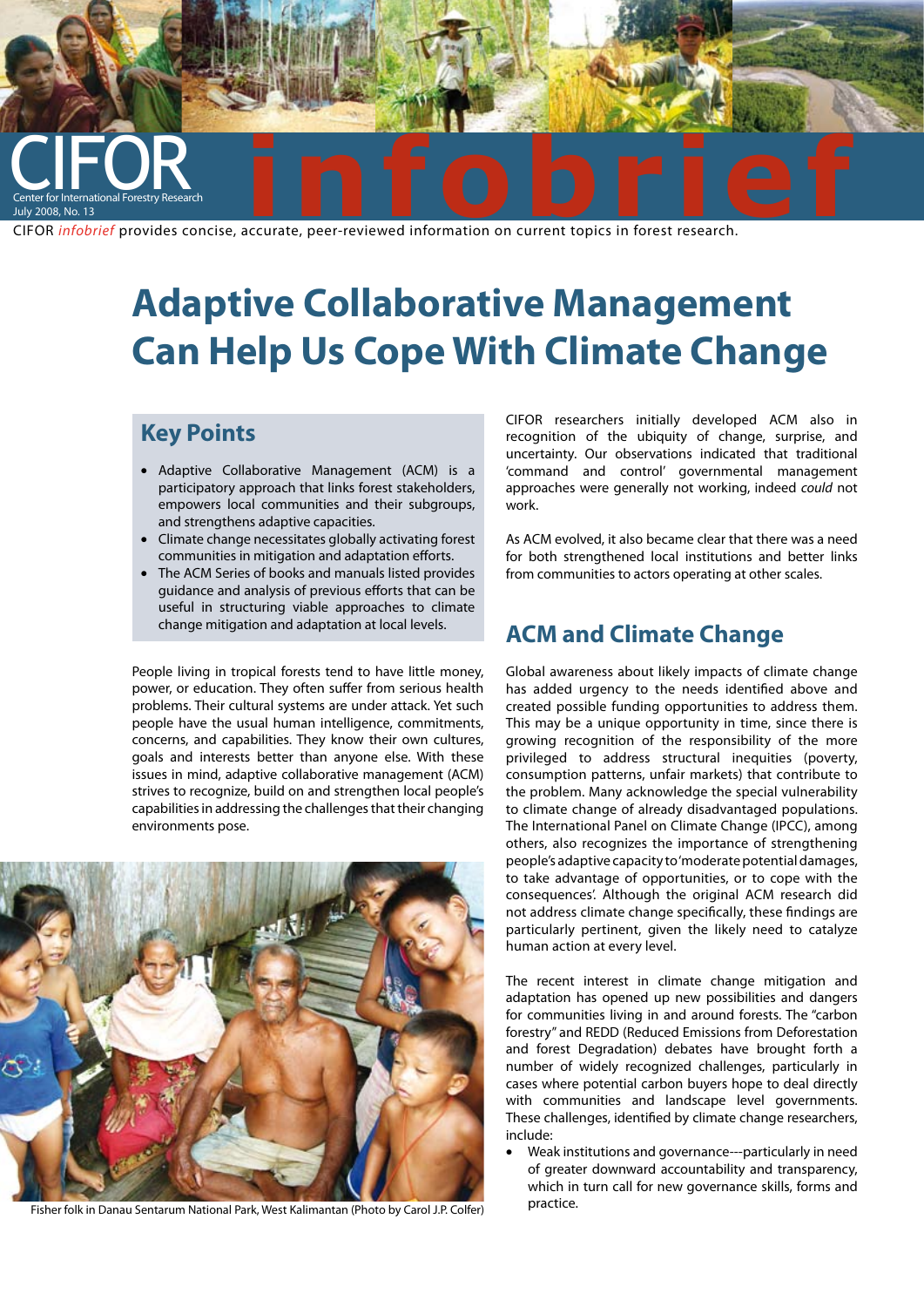CIFOR
Center for International Forestry Research
July 2008, No. 13

**infobrief**

CIFOR *infobrief* provides concise, accurate, peer-reviewed information on current topics in forest research.

# Adaptive Collaborative Management Can Help Us Cope With Climate Change

## Key Points

- Adaptive Collaborative Management (ACM) is a participatory approach that links forest stakeholders, empowers local communities and their subgroups, and strengthens adaptive capacities.
- Climate change necessitates globally activating forest communities in mitigation and adaptation efforts.
- The ACM Series of books and manuals listed provides guidance and analysis of previous efforts that can be useful in structuring viable approaches to climate change mitigation and adaptation at local levels.

People living in tropical forests tend to have little money, power, or education. They often suffer from serious health problems. Their cultural systems are under attack. Yet such people have the usual human intelligence, commitments, concerns, and capabilities. They know their own cultures, goals and interests better than anyone else. With these issues in mind, adaptive collaborative management (ACM) strives to recognize, build on and strengthen local people's capabilities in addressing the challenges that their changing environments pose.

Fisher folk in Danau Sentarum National Park, West Kalimantan (Photo by Carol J.P. Colfer)

CIFOR researchers initially developed ACM also in recognition of the ubiquity of change, surprise, and uncertainty. Our observations indicated that traditional 'command and control' governmental management approaches were generally not working, indeed *could* not work.

As ACM evolved, it also became clear that there was a need for both strengthened local institutions and better links from communities to actors operating at other scales.

## ACM and Climate Change

Global awareness about likely impacts of climate change has added urgency to the needs identified above and created possible funding opportunities to address them. This may be a unique opportunity in time, since there is growing recognition of the responsibility of the more privileged to address structural inequities (poverty, consumption patterns, unfair markets) that contribute to the problem. Many acknowledge the special vulnerability to climate change of already disadvantaged populations. The International Panel on Climate Change (IPCC), among others, also recognizes the importance of strengthening people's adaptive capacity to 'moderate potential damages, to take advantage of opportunities, or to cope with the consequences'. Although the original ACM research did not address climate change specifically, these findings are particularly pertinent, given the likely need to catalyze human action at every level.

The recent interest in climate change mitigation and adaptation has opened up new possibilities and dangers for communities living in and around forests. The "carbon forestry" and REDD (Reduced Emissions from Deforestation and forest Degradation) debates have brought forth a number of widely recognized challenges, particularly in cases where potential carbon buyers hope to deal directly with communities and landscape level governments. These challenges, identified by climate change researchers, include:

- Weak institutions and governance---particularly in need of greater downward accountability and transparency, which in turn call for new governance skills, forms and practice.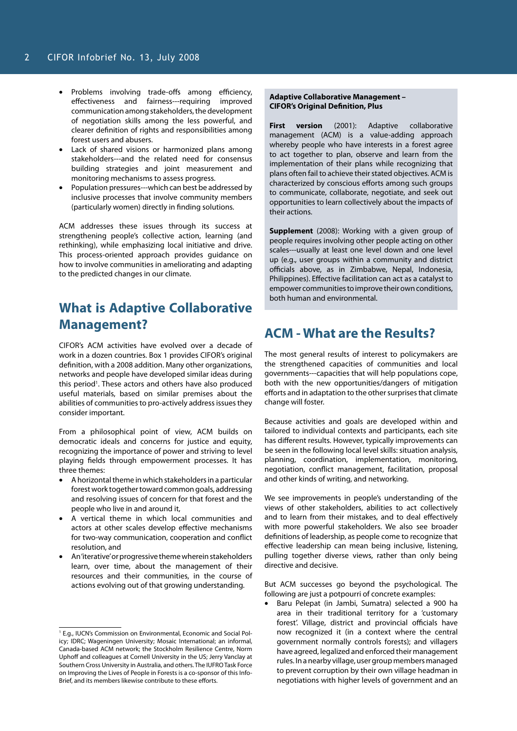- Problems involving trade-offs among efficiency, effectiveness and fairness---requiring improved communication among stakeholders, the development of negotiation skills among the less powerful, and clearer definition of rights and responsibilities among forest users and abusers.
- Lack of shared visions or harmonized plans among stakeholders---and the related need for consensus building strategies and joint measurement and monitoring mechanisms to assess progress.
- Population pressures---which can best be addressed by inclusive processes that involve community members (particularly women) directly in finding solutions.

ACM addresses these issues through its success at strengthening people's collective action, learning (and rethinking), while emphasizing local initiative and drive. This process-oriented approach provides guidance on how to involve communities in ameliorating and adapting to the predicted changes in our climate.

## What is Adaptive Collaborative Management?

CIFOR's ACM activities have evolved over a decade of work in a dozen countries. Box 1 provides CIFOR's original definition, with a 2008 addition. Many other organizations, networks and people have developed similar ideas during this period[1]. These actors and others have also produced useful materials, based on similar premises about the abilities of communities to pro-actively address issues they consider important.

From a philosophical point of view, ACM builds on democratic ideals and concerns for justice and equity, recognizing the importance of power and striving to level playing fields through empowerment processes. It has three themes:

- A horizontal theme in which stakeholders in a particular forest work together toward common goals, addressing and resolving issues of concern for that forest and the people who live in and around it,
- A vertical theme in which local communities and actors at other scales develop effective mechanisms for two-way communication, cooperation and conflict resolution, and
- An 'iterative' or progressive theme wherein stakeholders learn, over time, about the management of their resources and their communities, in the course of actions evolving out of that growing understanding.

[1] E.g., IUCN's Commission on Environmental, Economic and Social Policy; IDRC; Wageningen University; Mosaic International; an informal, Canada-based ACM network; the Stockholm Resilience Centre, Norm Uphoff and colleagues at Cornell University in the US; Jerry Vanclay at Southern Cross University in Australia, and others. The IUFRO Task Force on Improving the Lives of People in Forests is a co-sponsor of this InfoBrief, and its members likewise contribute to these efforts.

**Adaptive Collaborative Management – CIFOR's Original Definition, Plus**

**First version** (2001): Adaptive collaborative management (ACM) is a value-adding approach whereby people who have interests in a forest agree to act together to plan, observe and learn from the implementation of their plans while recognizing that plans often fail to achieve their stated objectives. ACM is characterized by conscious efforts among such groups to communicate, collaborate, negotiate, and seek out opportunities to learn collectively about the impacts of their actions.

**Supplement** (2008): Working with a given group of people requires involving other people acting on other scales---usually at least one level down and one level up (e.g., user groups within a community and district officials above, as in Zimbabwe, Nepal, Indonesia, Philippines). Effective facilitation can act as a catalyst to empower communities to improve their own conditions, both human and environmental.

## ACM - What are the Results?

The most general results of interest to policymakers are the strengthened capacities of communities and local governments---capacities that will help populations cope, both with the new opportunities/dangers of mitigation efforts and in adaptation to the other surprises that climate change will foster.

Because activities and goals are developed within and tailored to individual contexts and participants, each site has different results. However, typically improvements can be seen in the following local level skills: situation analysis, planning, coordination, implementation, monitoring, negotiation, conflict management, facilitation, proposal and other kinds of writing, and networking.

We see improvements in people's understanding of the views of other stakeholders, abilities to act collectively and to learn from their mistakes, and to deal effectively with more powerful stakeholders. We also see broader definitions of leadership, as people come to recognize that effective leadership can mean being inclusive, listening, pulling together diverse views, rather than only being directive and decisive.

But ACM successes go beyond the psychological. The following are just a potpourri of concrete examples:

- Baru Pelepat (in Jambi, Sumatra) selected a 900 ha area in their traditional territory for a 'customary forest'. Village, district and provincial officials have now recognized it (in a context where the central government normally controls forests); and villagers have agreed, legalized and enforced their management rules. In a nearby village, user group members managed to prevent corruption by their own village headman in negotiations with higher levels of government and an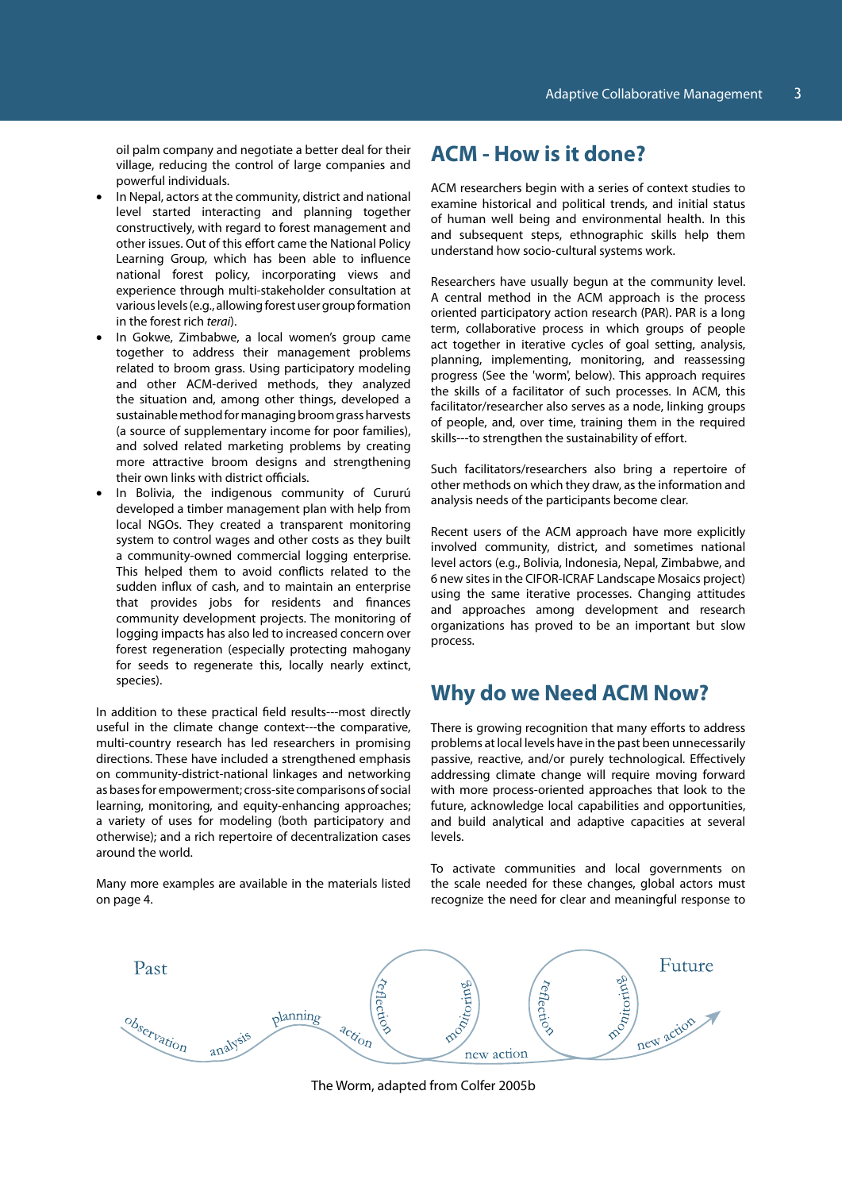oil palm company and negotiate a better deal for their village, reducing the control of large companies and powerful individuals.

- In Nepal, actors at the community, district and national level started interacting and planning together constructively, with regard to forest management and other issues. Out of this effort came the National Policy Learning Group, which has been able to influence national forest policy, incorporating views and experience through multi-stakeholder consultation at various levels (e.g., allowing forest user group formation in the forest rich *terai*).
- In Gokwe, Zimbabwe, a local women's group came together to address their management problems related to broom grass. Using participatory modeling and other ACM-derived methods, they analyzed the situation and, among other things, developed a sustainable method for managing broom grass harvests (a source of supplementary income for poor families), and solved related marketing problems by creating more attractive broom designs and strengthening their own links with district officials.
- In Bolivia, the indigenous community of Cururú developed a timber management plan with help from local NGOs. They created a transparent monitoring system to control wages and other costs as they built a community-owned commercial logging enterprise. This helped them to avoid conflicts related to the sudden influx of cash, and to maintain an enterprise that provides jobs for residents and finances community development projects. The monitoring of logging impacts has also led to increased concern over forest regeneration (especially protecting mahogany for seeds to regenerate this, locally nearly extinct, species).

In addition to these practical field results---most directly useful in the climate change context---the comparative, multi-country research has led researchers in promising directions. These have included a strengthened emphasis on community-district-national linkages and networking as bases for empowerment; cross-site comparisons of social learning, monitoring, and equity-enhancing approaches; a variety of uses for modeling (both participatory and otherwise); and a rich repertoire of decentralization cases around the world.

Many more examples are available in the materials listed on page 4.

## ACM - How is it done?

ACM researchers begin with a series of context studies to examine historical and political trends, and initial status of human well being and environmental health. In this and subsequent steps, ethnographic skills help them understand how socio-cultural systems work.

Researchers have usually begun at the community level. A central method in the ACM approach is the process oriented participatory action research (PAR). PAR is a long term, collaborative process in which groups of people act together in iterative cycles of goal setting, analysis, planning, implementing, monitoring, and reassessing progress (See the 'worm', below). This approach requires the skills of a facilitator of such processes. In ACM, this facilitator/researcher also serves as a node, linking groups of people, and, over time, training them in the required skills---to strengthen the sustainability of effort.

Such facilitators/researchers also bring a repertoire of other methods on which they draw, as the information and analysis needs of the participants become clear.

Recent users of the ACM approach have more explicitly involved community, district, and sometimes national level actors (e.g., Bolivia, Indonesia, Nepal, Zimbabwe, and 6 new sites in the CIFOR-ICRAF Landscape Mosaics project) using the same iterative processes. Changing attitudes and approaches among development and research organizations has proved to be an important but slow process.

## Why do we Need ACM Now?

There is growing recognition that many efforts to address problems at local levels have in the past been unnecessarily passive, reactive, and/or purely technological. Effectively addressing climate change will require moving forward with more process-oriented approaches that look to the future, acknowledge local capabilities and opportunities, and build analytical and adaptive capacities at several levels.

To activate communities and local governments on the scale needed for these changes, global actors must recognize the need for clear and meaningful response to

Past — observation — analysis — planning — action — reflection — monitoring — new action — reflection — monitoring — new action — Future

The Worm, adapted from Colfer 2005b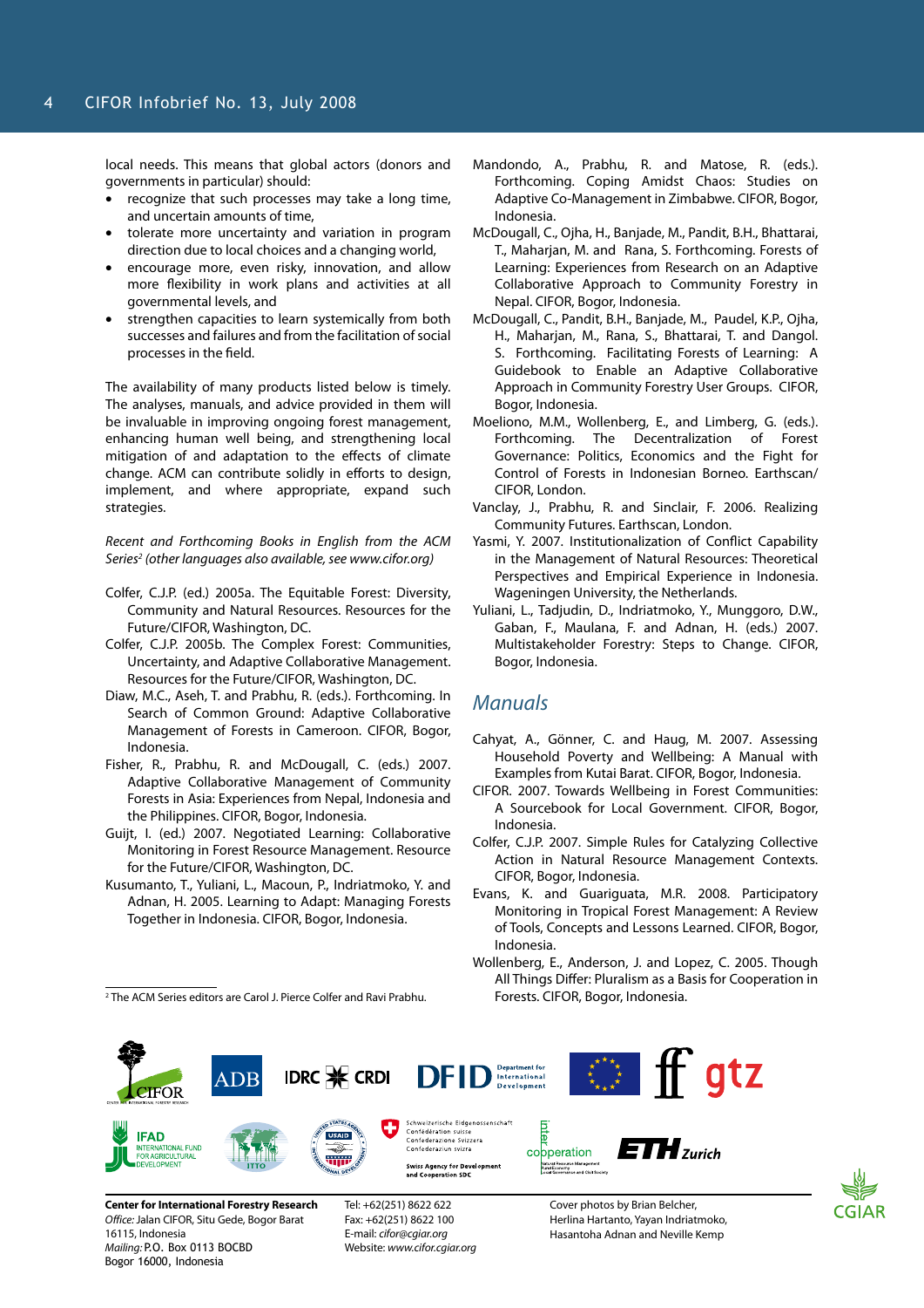local needs. This means that global actors (donors and governments in particular) should:

- recognize that such processes may take a long time, and uncertain amounts of time,
- tolerate more uncertainty and variation in program direction due to local choices and a changing world,
- encourage more, even risky, innovation, and allow more flexibility in work plans and activities at all governmental levels, and
- strengthen capacities to learn systemically from both successes and failures and from the facilitation of social processes in the field.

The availability of many products listed below is timely. The analyses, manuals, and advice provided in them will be invaluable in improving ongoing forest management, enhancing human well being, and strengthening local mitigation of and adaptation to the effects of climate change. ACM can contribute solidly in efforts to design, implement, and where appropriate, expand such strategies.

*Recent and Forthcoming Books in English from the ACM Series[2] (other languages also available, see www.cifor.org)*

Colfer, C.J.P. (ed.) 2005a. The Equitable Forest: Diversity, Community and Natural Resources. Resources for the Future/CIFOR, Washington, DC.

Colfer, C.J.P. 2005b. The Complex Forest: Communities, Uncertainty, and Adaptive Collaborative Management. Resources for the Future/CIFOR, Washington, DC.

Diaw, M.C., Aseh, T. and Prabhu, R. (eds.). Forthcoming. In Search of Common Ground: Adaptive Collaborative Management of Forests in Cameroon. CIFOR, Bogor, Indonesia.

Fisher, R., Prabhu, R. and McDougall, C. (eds.) 2007. Adaptive Collaborative Management of Community Forests in Asia: Experiences from Nepal, Indonesia and the Philippines. CIFOR, Bogor, Indonesia.

Guijt, I. (ed.) 2007. Negotiated Learning: Collaborative Monitoring in Forest Resource Management. Resource for the Future/CIFOR, Washington, DC.

Kusumanto, T., Yuliani, L., Macoun, P., Indriatmoko, Y. and Adnan, H. 2005. Learning to Adapt: Managing Forests Together in Indonesia. CIFOR, Bogor, Indonesia.

Mandondo, A., Prabhu, R. and Matose, R. (eds.). Forthcoming. Coping Amidst Chaos: Studies on Adaptive Co-Management in Zimbabwe. CIFOR, Bogor, Indonesia.

McDougall, C., Ojha, H., Banjade, M., Pandit, B.H., Bhattarai, T., Maharjan, M. and Rana, S. Forthcoming. Forests of Learning: Experiences from Research on an Adaptive Collaborative Approach to Community Forestry in Nepal. CIFOR, Bogor, Indonesia.

McDougall, C., Pandit, B.H., Banjade, M., Paudel, K.P., Ojha, H., Maharjan, M., Rana, S., Bhattarai, T. and Dangol. S. Forthcoming. Facilitating Forests of Learning: A Guidebook to Enable an Adaptive Collaborative Approach in Community Forestry User Groups. CIFOR, Bogor, Indonesia.

Moeliono, M.M., Wollenberg, E., and Limberg, G. (eds.). Forthcoming. The Decentralization of Forest Governance: Politics, Economics and the Fight for Control of Forests in Indonesian Borneo. Earthscan/CIFOR, London.

Vanclay, J., Prabhu, R. and Sinclair, F. 2006. Realizing Community Futures. Earthscan, London.

Yasmi, Y. 2007. Institutionalization of Conflict Capability in the Management of Natural Resources: Theoretical Perspectives and Empirical Experience in Indonesia. Wageningen University, the Netherlands.

Yuliani, L., Tadjudin, D., Indriatmoko, Y., Munggoro, D.W., Gaban, F., Maulana, F. and Adnan, H. (eds.) 2007. Multistakeholder Forestry: Steps to Change. CIFOR, Bogor, Indonesia.

## Manuals

Cahyat, A., Gönner, C. and Haug, M. 2007. Assessing Household Poverty and Wellbeing: A Manual with Examples from Kutai Barat. CIFOR, Bogor, Indonesia.

CIFOR. 2007. Towards Wellbeing in Forest Communities: A Sourcebook for Local Government. CIFOR, Bogor, Indonesia.

Colfer, C.J.P. 2007. Simple Rules for Catalyzing Collective Action in Natural Resource Management Contexts. CIFOR, Bogor, Indonesia.

Evans, K. and Guariguata, M.R. 2008. Participatory Monitoring in Tropical Forest Management: A Review of Tools, Concepts and Lessons Learned. CIFOR, Bogor, Indonesia.

Wollenberg, E., Anderson, J. and Lopez, C. 2005. Though All Things Differ: Pluralism as a Basis for Cooperation in Forests. CIFOR, Bogor, Indonesia.

[2] The ACM Series editors are Carol J. Pierce Colfer and Ravi Prabhu.

**Center for International Forestry Research**
*Office:* Jalan CIFOR, Situ Gede, Bogor Barat 16115, Indonesia
*Mailing:* P.O. Box 0113 BOCBD
Bogor 16000, Indonesia

Tel: +62(251) 8622 622
Fax: +62(251) 8622 100
E-mail: *cifor@cgiar.org*
Website: *www.cifor.cgiar.org*

Cover photos by Brian Belcher, Herlina Hartanto, Yayan Indriatmoko, Hasantoha Adnan and Neville Kemp